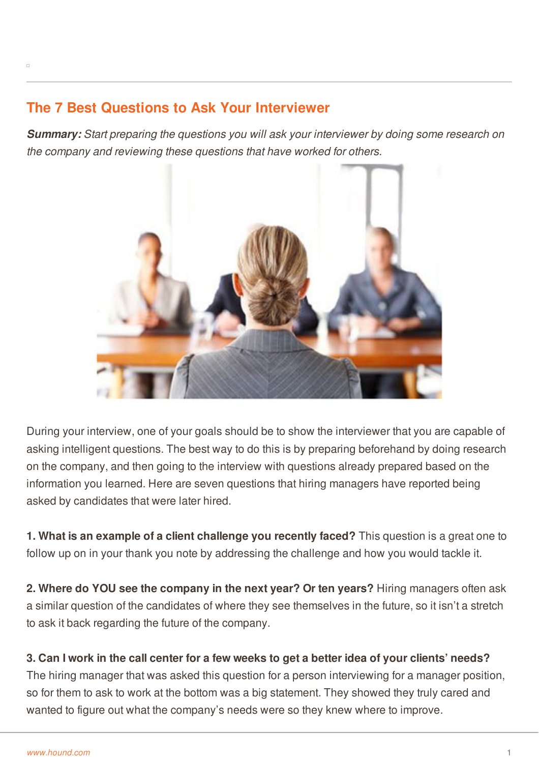## The 7 Best Questions to Ask Your Interviewer

***Summary:*** *Start preparing the questions you will ask your interviewer by doing some research on the company and reviewing these questions that have worked for others.*

During your interview, one of your goals should be to show the interviewer that you are capable of asking intelligent questions. The best way to do this is by preparing beforehand by doing research on the company, and then going to the interview with questions already prepared based on the information you learned. Here are seven questions that hiring managers have reported being asked by candidates that were later hired.

**1. What is an example of a client challenge you recently faced?** This question is a great one to follow up on in your thank you note by addressing the challenge and how you would tackle it.

**2. Where do YOU see the company in the next year? Or ten years?** Hiring managers often ask a similar question of the candidates of where they see themselves in the future, so it isn't a stretch to ask it back regarding the future of the company.

**3. Can I work in the call center for a few weeks to get a better idea of your clients' needs?** The hiring manager that was asked this question for a person interviewing for a manager position, so for them to ask to work at the bottom was a big statement. They showed they truly cared and wanted to figure out what the company's needs were so they knew where to improve.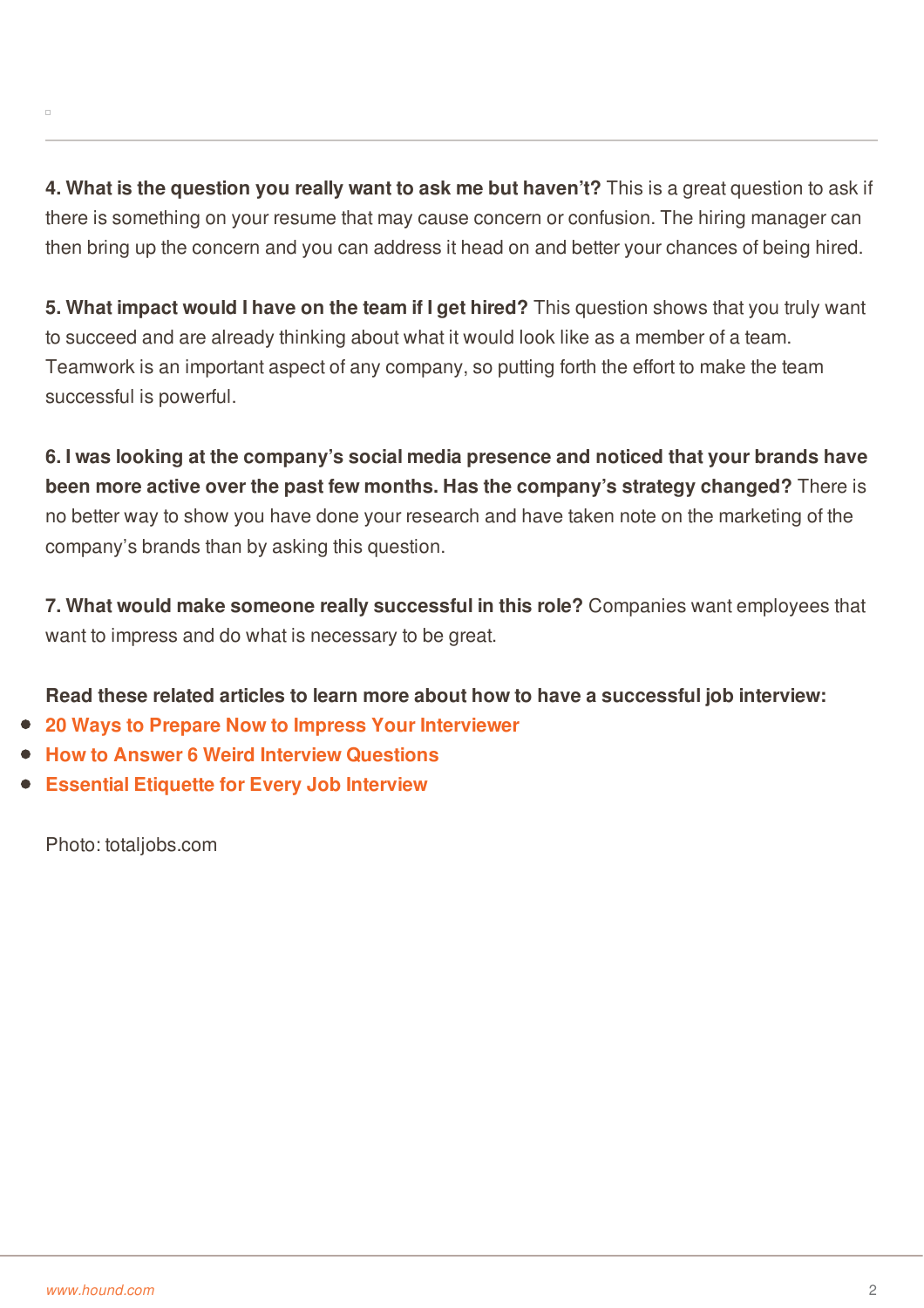**4. What is the question you really want to ask me but haven't?** This is a great question to ask if there is something on your resume that may cause concern or confusion. The hiring manager can then bring up the concern and you can address it head on and better your chances of being hired.

**5. What impact would I have on the team if I get hired?** This question shows that you truly want to succeed and are already thinking about what it would look like as a member of a team. Teamwork is an important aspect of any company, so putting forth the effort to make the team successful is powerful.

**6. I was looking at the company's social media presence and noticed that your brands have been more active over the past few months. Has the company's strategy changed?** There is no better way to show you have done your research and have taken note on the marketing of the company's brands than by asking this question.

**7. What would make someone really successful in this role?** Companies want employees that want to impress and do what is necessary to be great.

**Read these related articles to learn more about how to have a successful job interview:**

- **20 Ways to Prepare Now to Impress Your Interviewer**
- **How to Answer 6 Weird Interview Questions**
- **Essential Etiquette for Every Job Interview**

Photo: totaljobs.com